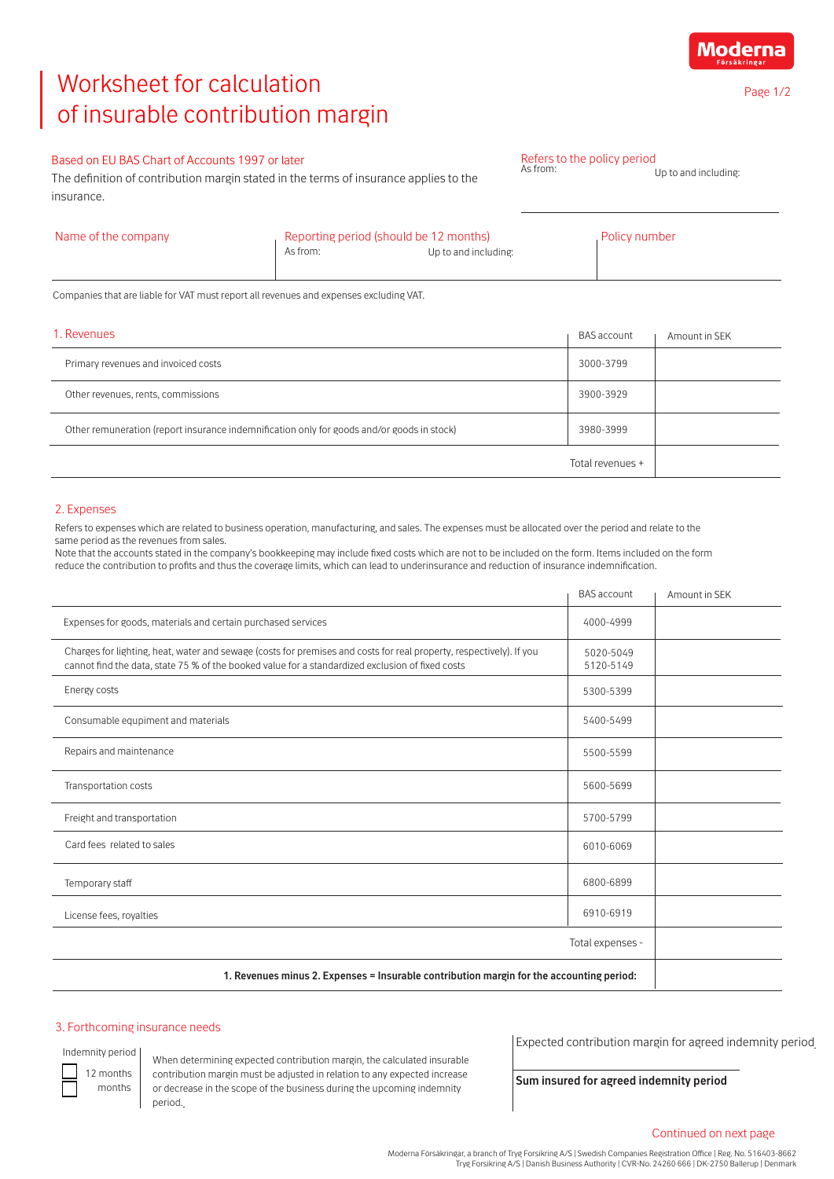Moderna Försäkringar

# Worksheet for calculation of insurable contribution margin

**Based on EU BAS Chart of Accounts 1997 or later**

The definition of contribution margin stated in the terms of insurance applies to the insurance.

**Refers to the policy period**
As from: Up to and including:

| Name of the company | Reporting period (should be 12 months) | Policy number |
|---|---|---|
| | As from: Up to and including: | |

Companies that are liable for VAT must report all revenues and expenses excluding VAT.

## 1. Revenues

| 1. Revenues | BAS account | Amount in SEK |
|---|---|---|
| Primary revenues and invoiced costs | 3000-3799 | |
| Other revenues, rents, commissions | 3900-3929 | |
| Other remuneration (report insurance indemnification only for goods and/or goods in stock) | 3980-3999 | |
| | Total revenues + | |

## 2. Expenses

Refers to expenses which are related to business operation, manufacturing, and sales. The expenses must be allocated over the period and relate to the same period as the revenues from sales.
Note that the accounts stated in the company's bookkeeping may include fixed costs which are not to be included on the form. Items included on the form reduce the contribution to profits and thus the coverage limits, which can lead to underinsurance and reduction of insurance indemnification.

| | BAS account | Amount in SEK |
|---|---|---|
| Expenses for goods, materials and certain purchased services | 4000-4999 | |
| Charges for lighting, heat, water and sewage (costs for premises and costs for real property, respectively). If you cannot find the data, state 75 % of the booked value for a standardized exclusion of fixed costs | 5020-5049 5120-5149 | |
| Energy costs | 5300-5399 | |
| Consumable equipment and materials | 5400-5499 | |
| Repairs and maintenance | 5500-5599 | |
| Transportation costs | 5600-5699 | |
| Freight and transportation | 5700-5799 | |
| Card fees related to sales | 6010-6069 | |
| Temporary staff | 6800-6899 | |
| License fees, royalties | 6910-6919 | |
| | Total expenses - | |
| **1. Revenues minus 2. Expenses = Insurable contribution margin for the accounting period:** | | |

## 3. Forthcoming insurance needs

Indemnity period

- [ ] 12 months
- [ ] months

When determining expected contribution margin, the calculated insurable contribution margin must be adjusted in relation to any expected increase or decrease in the scope of the business during the upcoming indemnity period.

Expected contribution margin for agreed indemnity period

**Sum insured for agreed indemnity period**

Continued on next page

Moderna Försäkringar, a branch of Tryg Forsikring A/S | Swedish Companies Registration Office | Reg. No. 516403-8662
Tryg Forsikring A/S | Danish Business Authority | CVR-No. 24260 666 | DK-2750 Ballerup | Denmark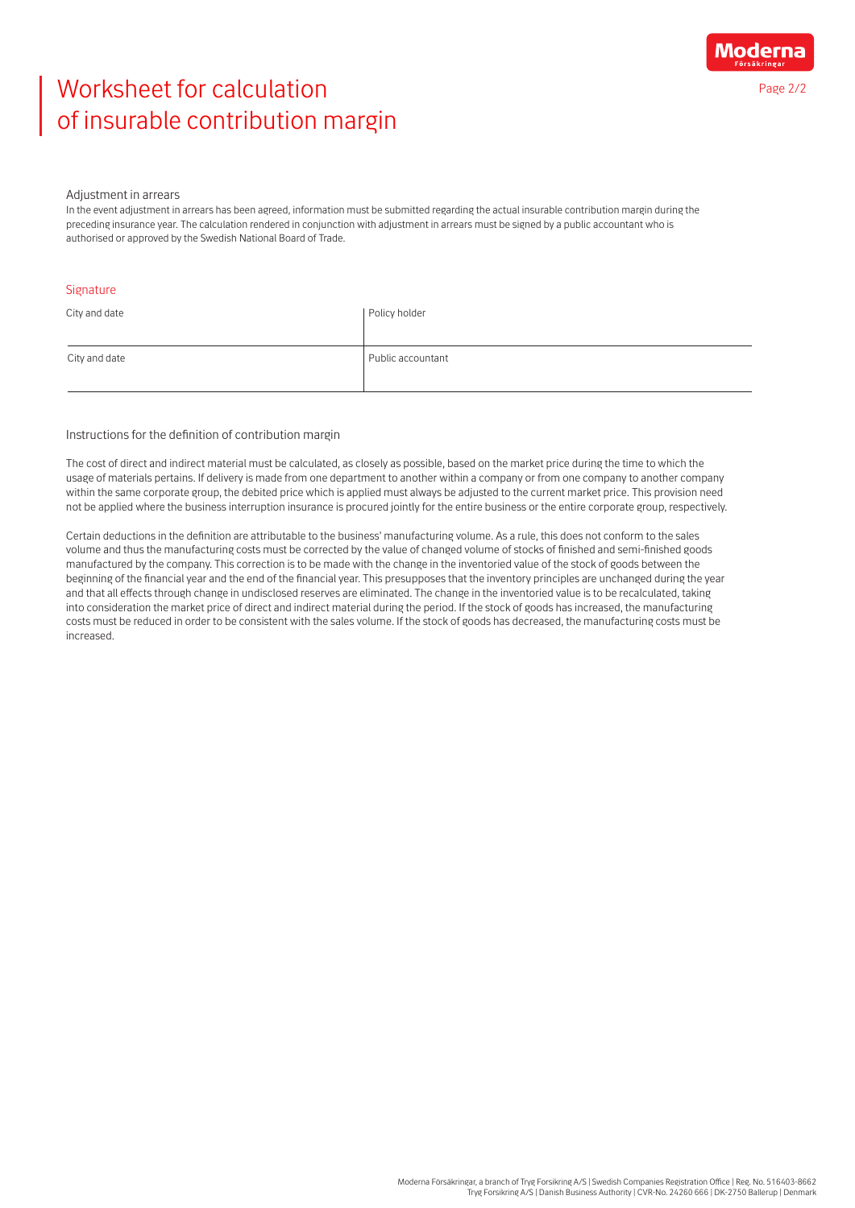# Worksheet for calculation of insurable contribution margin

## Adjustment in arrears

In the event adjustment in arrears has been agreed, information must be submitted regarding the actual insurable contribution margin during the preceding insurance year. The calculation rendered in conjunction with adjustment in arrears must be signed by a public accountant who is authorised or approved by the Swedish National Board of Trade.

## Signature

| | |
|---|---|
| City and date | Policy holder |
| City and date | Public accountant |

## Instructions for the definition of contribution margin

The cost of direct and indirect material must be calculated, as closely as possible, based on the market price during the time to which the usage of materials pertains. If delivery is made from one department to another within a company or from one company to another company within the same corporate group, the debited price which is applied must always be adjusted to the current market price. This provision need not be applied where the business interruption insurance is procured jointly for the entire business or the entire corporate group, respectively.

Certain deductions in the definition are attributable to the business' manufacturing volume. As a rule, this does not conform to the sales volume and thus the manufacturing costs must be corrected by the value of changed volume of stocks of finished and semi-finished goods manufactured by the company. This correction is to be made with the change in the inventoried value of the stock of goods between the beginning of the financial year and the end of the financial year. This presupposes that the inventory principles are unchanged during the year and that all effects through change in undisclosed reserves are eliminated. The change in the inventoried value is to be recalculated, taking into consideration the market price of direct and indirect material during the period. If the stock of goods has increased, the manufacturing costs must be reduced in order to be consistent with the sales volume. If the stock of goods has decreased, the manufacturing costs must be increased.

Moderna Försäkringar, a branch of Tryg Forsikring A/S | Swedish Companies Registration Office | Reg. No. 516403-8662
Tryg Forsikring A/S | Danish Business Authority | CVR-No. 24260 666 | DK-2750 Ballerup | Denmark